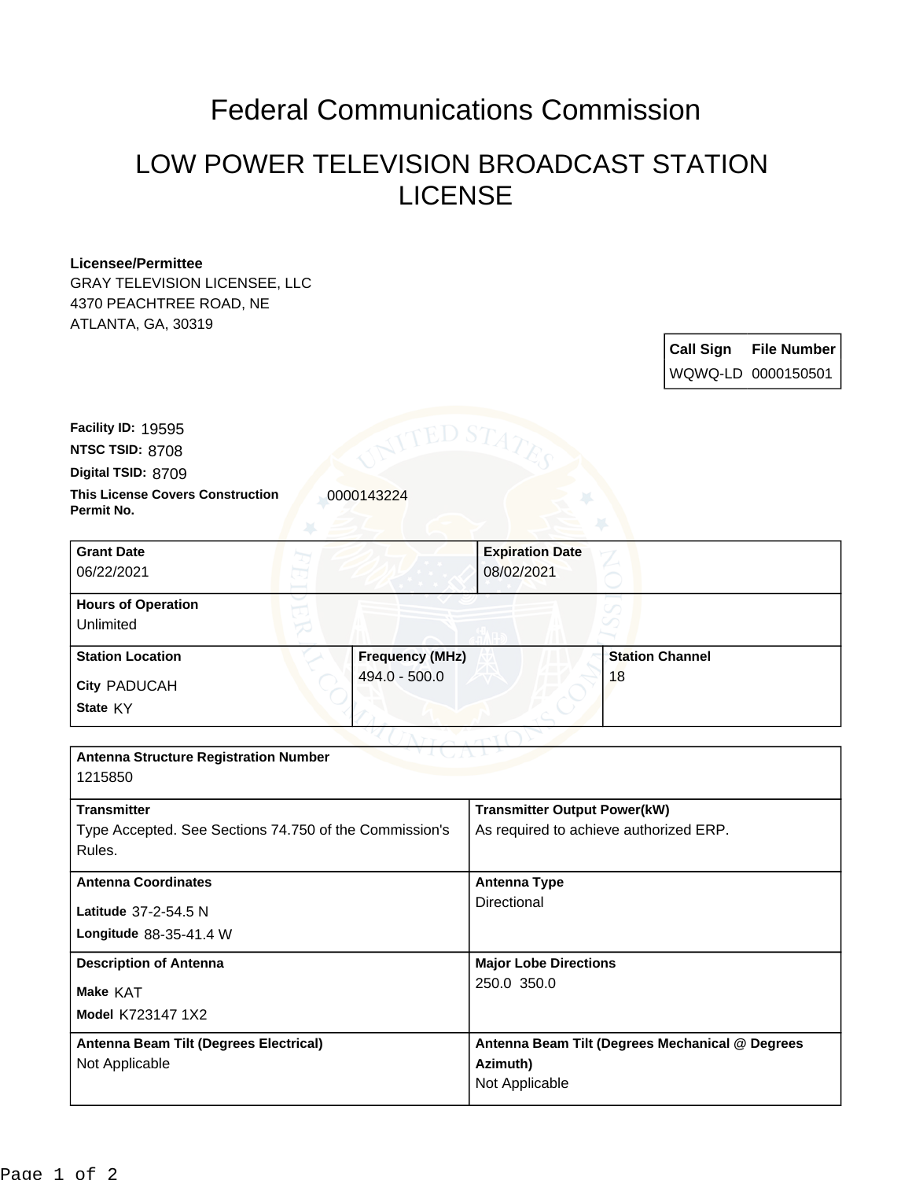# Federal Communications Commission

## LOW POWER TELEVISION BROADCAST STATION LICENSE

**Licensee/Permittee**
GRAY TELEVISION LICENSEE, LLC
4370 PEACHTREE ROAD, NE
ATLANTA, GA, 30319

| Call Sign | File Number |
| --- | --- |
| WQWQ-LD | 0000150501 |

**Facility ID:** 19595
**NTSC TSID:** 8708
**Digital TSID:** 8709
**This License Covers Construction Permit No.** 0000143224

| Grant Date | Expiration Date |
| --- | --- |
| 06/22/2021 | 08/02/2021 |

**Hours of Operation**
Unlimited

| Station Location | Frequency (MHz) | Station Channel |
| --- | --- | --- |
| City PADUCAH<br>State KY | 494.0 - 500.0 | 18 |

**Antenna Structure Registration Number**
1215850

| Transmitter | Transmitter Output Power(kW) |
| --- | --- |
| Type Accepted. See Sections 74.750 of the Commission's Rules. | As required to achieve authorized ERP. |

| Antenna Coordinates | Antenna Type |
| --- | --- |
| Latitude 37-2-54.5 N<br>Longitude 88-35-41.4 W | Directional |

| Description of Antenna | Major Lobe Directions |
| --- | --- |
| Make KAT<br>Model K723147 1X2 | 250.0 350.0 |

| Antenna Beam Tilt (Degrees Electrical) | Antenna Beam Tilt (Degrees Mechanical @ Degrees Azimuth) |
| --- | --- |
| Not Applicable | Not Applicable |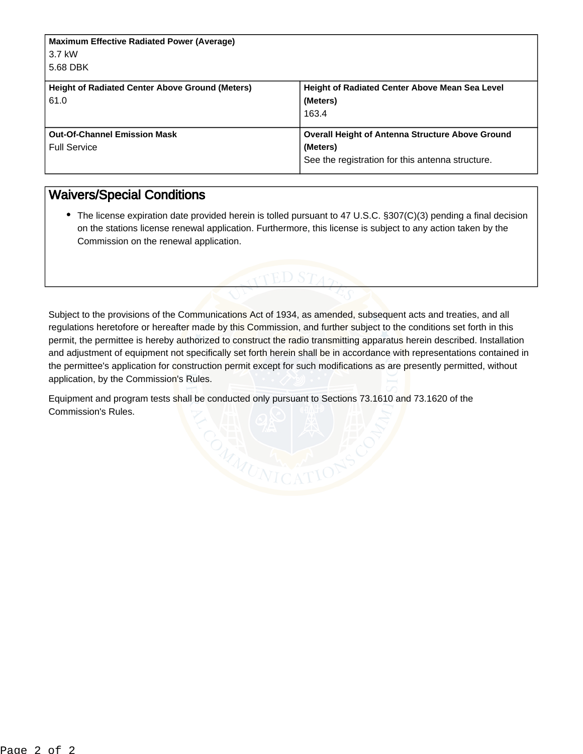| | |
|---|---|
| **Maximum Effective Radiated Power (Average)**<br>3.7 kW<br>5.68 DBK | |
| **Height of Radiated Center Above Ground (Meters)**<br>61.0 | **Height of Radiated Center Above Mean Sea Level (Meters)**<br>163.4 |
| **Out-Of-Channel Emission Mask**<br>Full Service | **Overall Height of Antenna Structure Above Ground (Meters)**<br>See the registration for this antenna structure. |

## Waivers/Special Conditions

- The license expiration date provided herein is tolled pursuant to 47 U.S.C. §307(C)(3) pending a final decision on the stations license renewal application. Furthermore, this license is subject to any action taken by the Commission on the renewal application.

Subject to the provisions of the Communications Act of 1934, as amended, subsequent acts and treaties, and all regulations heretofore or hereafter made by this Commission, and further subject to the conditions set forth in this permit, the permittee is hereby authorized to construct the radio transmitting apparatus herein described. Installation and adjustment of equipment not specifically set forth herein shall be in accordance with representations contained in the permittee's application for construction permit except for such modifications as are presently permitted, without application, by the Commission's Rules.

Equipment and program tests shall be conducted only pursuant to Sections 73.1610 and 73.1620 of the Commission's Rules.